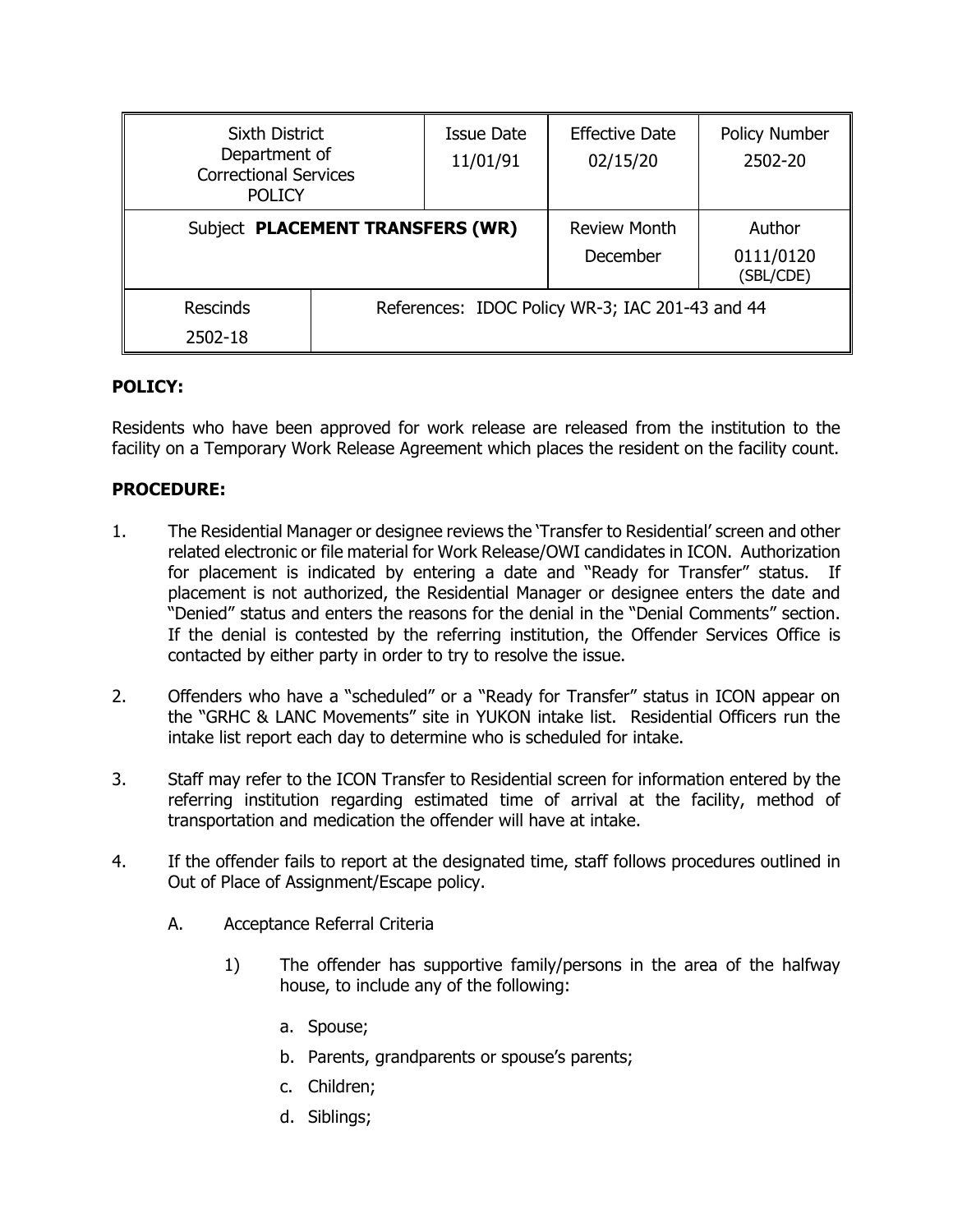| Sixth District Department of Correctional Services POLICY | | Issue Date 11/01/91 | Effective Date 02/15/20 | Policy Number 2502-20 |
|---|---|---|---|---|
| Subject **PLACEMENT TRANSFERS (WR)** | | | Review Month December | Author 0111/0120 (SBL/CDE) |
| Rescinds 2502-18 | References: IDOC Policy WR-3; IAC 201-43 and 44 | | | |

**POLICY:**

Residents who have been approved for work release are released from the institution to the facility on a Temporary Work Release Agreement which places the resident on the facility count.

**PROCEDURE:**

1. The Residential Manager or designee reviews the 'Transfer to Residential' screen and other related electronic or file material for Work Release/OWI candidates in ICON. Authorization for placement is indicated by entering a date and "Ready for Transfer" status. If placement is not authorized, the Residential Manager or designee enters the date and "Denied" status and enters the reasons for the denial in the "Denial Comments" section. If the denial is contested by the referring institution, the Offender Services Office is contacted by either party in order to try to resolve the issue.

2. Offenders who have a "scheduled" or a "Ready for Transfer" status in ICON appear on the "GRHC & LANC Movements" site in YUKON intake list. Residential Officers run the intake list report each day to determine who is scheduled for intake.

3. Staff may refer to the ICON Transfer to Residential screen for information entered by the referring institution regarding estimated time of arrival at the facility, method of transportation and medication the offender will have at intake.

4. If the offender fails to report at the designated time, staff follows procedures outlined in Out of Place of Assignment/Escape policy.

   A. Acceptance Referral Criteria

      1) The offender has supportive family/persons in the area of the halfway house, to include any of the following:

         a. Spouse;
         b. Parents, grandparents or spouse's parents;
         c. Children;
         d. Siblings;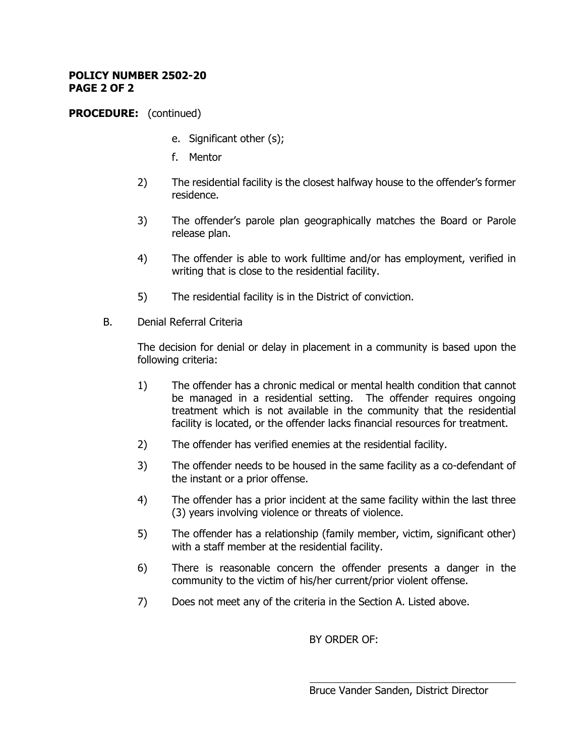**POLICY NUMBER 2502-20**

**PROCEDURE:** (continued)

e. Significant other (s);

f. Mentor

2) The residential facility is the closest halfway house to the offender's former residence.

3) The offender's parole plan geographically matches the Board or Parole release plan.

4) The offender is able to work fulltime and/or has employment, verified in writing that is close to the residential facility.

5) The residential facility is in the District of conviction.

B. Denial Referral Criteria

The decision for denial or delay in placement in a community is based upon the following criteria:

1) The offender has a chronic medical or mental health condition that cannot be managed in a residential setting. The offender requires ongoing treatment which is not available in the community that the residential facility is located, or the offender lacks financial resources for treatment.

2) The offender has verified enemies at the residential facility.

3) The offender needs to be housed in the same facility as a co-defendant of the instant or a prior offense.

4) The offender has a prior incident at the same facility within the last three (3) years involving violence or threats of violence.

5) The offender has a relationship (family member, victim, significant other) with a staff member at the residential facility.

6) There is reasonable concern the offender presents a danger in the community to the victim of his/her current/prior violent offense.

7) Does not meet any of the criteria in the Section A. Listed above.

BY ORDER OF:

Bruce Vander Sanden, District Director